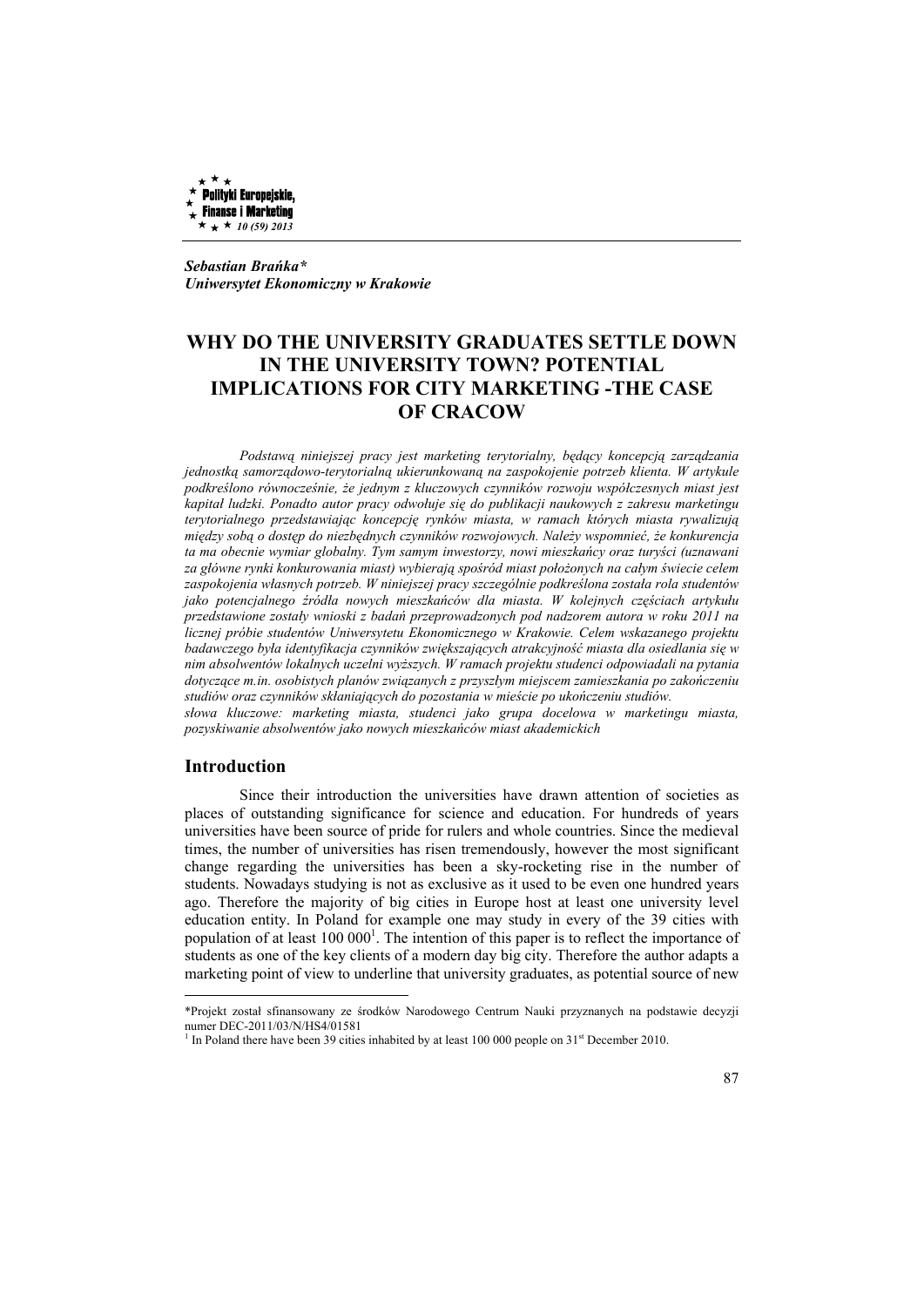Sebastian **Brańka***
***Uniwersytet Ekonomiczny w Krakowie***

# WHY DO THE UNIVERSITY GRADUATES SETTLE DOWN IN THE UNIVERSITY TOWN? POTENTIAL IMPLICATIONS FOR CITY MARKETING -THE CASE OF CRACOW

*Podstawą niniejszej pracy jest marketing terytorialny, będący koncepcją zarządzania jednostką samorządowo-terytorialną ukierunkowaną na zaspokojenie potrzeb klienta. W artykule podkreślono równocześnie, że jednym z kluczowych czynników rozwoju współczesnych miast jest kapitał ludzki. Ponadto autor pracy odwołuje się do publikacji naukowych z zakresu marketingu terytorialnego przedstawiając koncepcję rynków miasta, w ramach których miasta rywalizują między sobą o dostęp do niezbędnych czynników rozwojowych. Należy wspomnieć, że konkurencja ta ma obecnie wymiar globalny. Tym samym inwestorzy, nowi mieszkańcy oraz turyści (uznawani za główne rynki konkurowania miast) wybierają spośród miast położonych na całym świecie celem zaspokojenia własnych potrzeb. W niniejszej pracy szczególnie podkreślona została rola studentów jako potencjalnego źródła nowych mieszkańców dla miasta. W kolejnych częściach artykułu przedstawione zostały wnioski z badań przeprowadzonych pod nadzorem autora w roku 2011 na licznej próbie studentów Uniwersytetu Ekonomicznego w Krakowie. Celem wskazanego projektu badawczego była identyfikacja czynników zwiększających atrakcyjność miasta dla osiedlania się w nim absolwentów lokalnych uczelni wyższych. W ramach projektu studenci odpowiadali na pytania dotyczące m.in. osobistych planów związanych z przyszłym miejscem zamieszkania po zakończeniu studiów oraz czynników skłaniających do pozostania w mieście po ukończeniu studiów.*

*słowa kluczowe: marketing miasta, studenci jako grupa docelowa w marketingu miasta, pozyskiwanie absolwentów jako nowych mieszkańców miast akademickich*

## Introduction

Since their introduction the universities have drawn attention of societies as places of outstanding significance for science and education. For hundreds of years universities have been source of pride for rulers and whole countries. Since the medieval times, the number of universities has risen tremendously, however the most significant change regarding the universities has been a sky-rocketing rise in the number of students. Nowadays studying is not as exclusive as it used to be even one hundred years ago. Therefore the majority of big cities in Europe host at least one university level education entity. In Poland for example one may study in every of the 39 cities with population of at least 100 000[1]. The intention of this paper is to reflect the importance of students as one of the key clients of a modern day big city. Therefore the author adapts a marketing point of view to underline that university graduates, as potential source of new

---

*Projekt został sfinansowany ze środków Narodowego Centrum Nauki przyznanych na podstawie decyzji numer DEC-2011/03/N/HS4/01581

[1] In Poland there have been 39 cities inhabited by at least 100 000 people on 31st December 2010.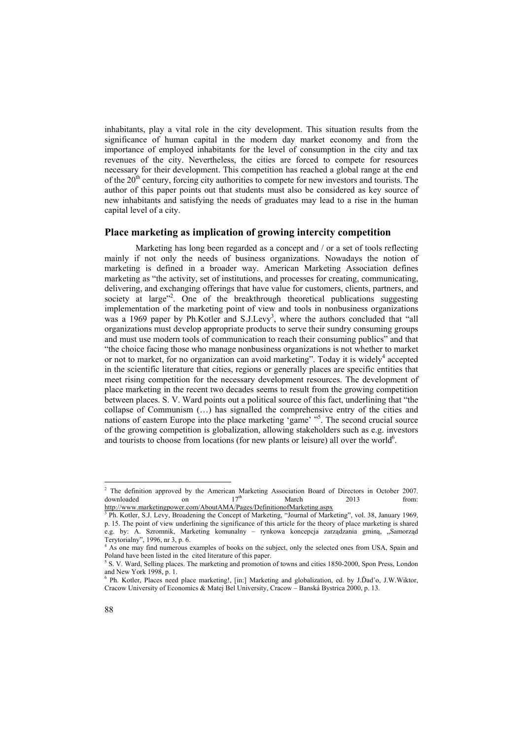inhabitants, play a vital role in the city development. This situation results from the significance of human capital in the modern day market economy and from the importance of employed inhabitants for the level of consumption in the city and tax revenues of the city. Nevertheless, the cities are forced to compete for resources necessary for their development. This competition has reached a global range at the end of the 20$^{th}$ century, forcing city authorities to compete for new investors and tourists. The author of this paper points out that students must also be considered as key source of new inhabitants and satisfying the needs of graduates may lead to a rise in the human capital level of a city.

## Place marketing as implication of growing intercity competition

Marketing has long been regarded as a concept and / or a set of tools reflecting mainly if not only the needs of business organizations. Nowadays the notion of marketing is defined in a broader way. American Marketing Association defines marketing as "the activity, set of institutions, and processes for creating, communicating, delivering, and exchanging offerings that have value for customers, clients, partners, and society at large"[2]. One of the breakthrough theoretical publications suggesting implementation of the marketing point of view and tools in nonbusiness organizations was a 1969 paper by Ph.Kotler and S.J.Levy[3], where the authors concluded that "all organizations must develop appropriate products to serve their sundry consuming groups and must use modern tools of communication to reach their consuming publics" and that "the choice facing those who manage nonbusiness organizations is not whether to market or not to market, for no organization can avoid marketing". Today it is widely[4] accepted in the scientific literature that cities, regions or generally places are specific entities that meet rising competition for the necessary development resources. The development of place marketing in the recent two decades seems to result from the growing competition between places. S. V. Ward points out a political source of this fact, underlining that "the collapse of Communism (…) has signalled the comprehensive entry of the cities and nations of eastern Europe into the place marketing 'game' "[5]. The second crucial source of the growing competition is globalization, allowing stakeholders such as e.g. investors and tourists to choose from locations (for new plants or leisure) all over the world[6].

---

[2] The definition approved by the American Marketing Association Board of Directors in October 2007. downloaded on 17$^{th}$ March 2013 from: http://www.marketingpower.com/AboutAMA/Pages/DefinitionofMarketing.aspx

[3] Ph. Kotler, S.J. Levy, Broadening the Concept of Marketing, "Journal of Marketing", vol. 38, January 1969, p. 15. The point of view underlining the significance of this article for the theory of place marketing is shared e.g. by: A. Szromnik, Marketing komunalny – rynkowa koncepcja zarządzania gminą, „Samorząd Terytorialny", 1996, nr 3, p. 6.

[4] As one may find numerous examples of books on the subject, only the selected ones from USA, Spain and Poland have been listed in the cited literature of this paper.

[5] S. V. Ward, Selling places. The marketing and promotion of towns and cities 1850-2000, Spon Press, London and New York 1998, p. 1.

[6] Ph. Kotler, Places need place marketing!, [in:] Marketing and globalization, ed. by J.Ďad'o, J.W.Wiktor, Cracow University of Economics & Matej Bel University, Cracow – Banská Bystrica 2000, p. 13.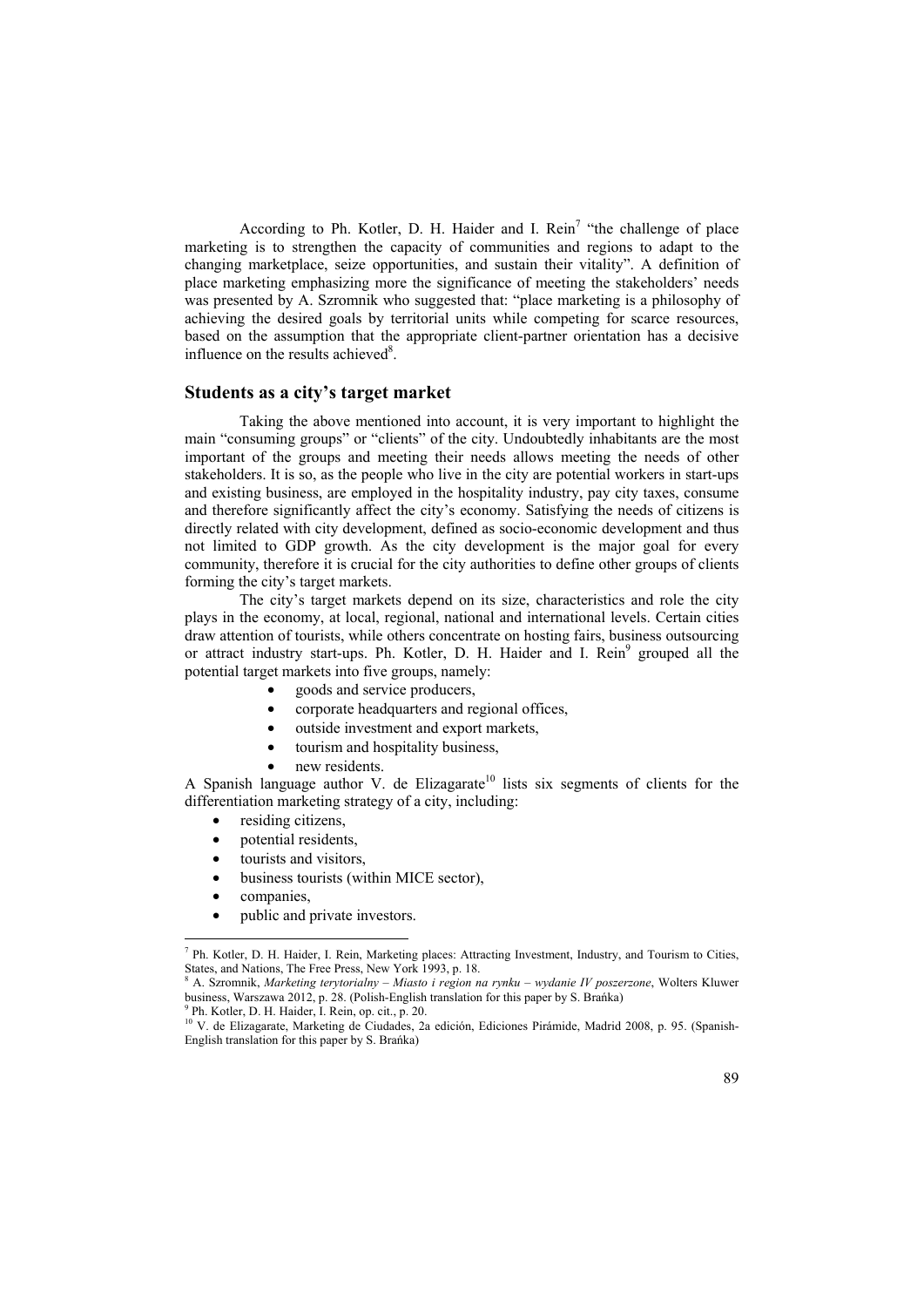According to Ph. Kotler, D. H. Haider and I. Rein[7] "the challenge of place marketing is to strengthen the capacity of communities and regions to adapt to the changing marketplace, seize opportunities, and sustain their vitality". A definition of place marketing emphasizing more the significance of meeting the stakeholders' needs was presented by A. Szromnik who suggested that: "place marketing is a philosophy of achieving the desired goals by territorial units while competing for scarce resources, based on the assumption that the appropriate client-partner orientation has a decisive influence on the results achieved[8].

## Students as a city's target market

Taking the above mentioned into account, it is very important to highlight the main "consuming groups" or "clients" of the city. Undoubtedly inhabitants are the most important of the groups and meeting their needs allows meeting the needs of other stakeholders. It is so, as the people who live in the city are potential workers in start-ups and existing business, are employed in the hospitality industry, pay city taxes, consume and therefore significantly affect the city's economy. Satisfying the needs of citizens is directly related with city development, defined as socio-economic development and thus not limited to GDP growth. As the city development is the major goal for every community, therefore it is crucial for the city authorities to define other groups of clients forming the city's target markets.

The city's target markets depend on its size, characteristics and role the city plays in the economy, at local, regional, national and international levels. Certain cities draw attention of tourists, while others concentrate on hosting fairs, business outsourcing or attract industry start-ups. Ph. Kotler, D. H. Haider and I. Rein[9] grouped all the potential target markets into five groups, namely:

- goods and service producers,
- corporate headquarters and regional offices,
- outside investment and export markets,
- tourism and hospitality business,
- new residents.

A Spanish language author V. de Elizagarate[10] lists six segments of clients for the differentiation marketing strategy of a city, including:

- residing citizens,
- potential residents,
- tourists and visitors,
- business tourists (within MICE sector),
- companies,
- public and private investors.

---

[7] Ph. Kotler, D. H. Haider, I. Rein, Marketing places: Attracting Investment, Industry, and Tourism to Cities, States, and Nations, The Free Press, New York 1993, p. 18.

[8] A. Szromnik, *Marketing terytorialny – Miasto i region na rynku – wydanie IV poszerzone*, Wolters Kluwer business, Warszawa 2012, p. 28. (Polish-English translation for this paper by S. Brańka)

[9] Ph. Kotler, D. H. Haider, I. Rein, op. cit., p. 20.

[10] V. de Elizagarate, Marketing de Ciudades, 2a edición, Ediciones Pirámide, Madrid 2008, p. 95. (Spanish-English translation for this paper by S. Brańka)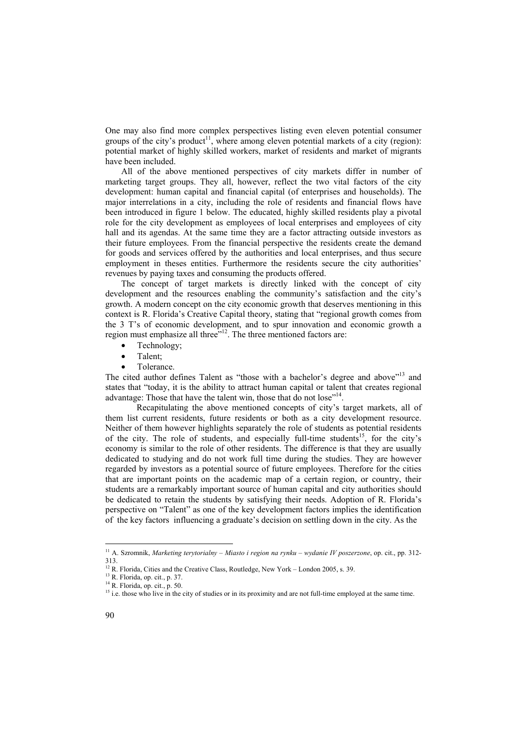One may also find more complex perspectives listing even eleven potential consumer groups of the city's product[11], where among eleven potential markets of a city (region): potential market of highly skilled workers, market of residents and market of migrants have been included.

All of the above mentioned perspectives of city markets differ in number of marketing target groups. They all, however, reflect the two vital factors of the city development: human capital and financial capital (of enterprises and households). The major interrelations in a city, including the role of residents and financial flows have been introduced in figure 1 below. The educated, highly skilled residents play a pivotal role for the city development as employees of local enterprises and employees of city hall and its agendas. At the same time they are a factor attracting outside investors as their future employees. From the financial perspective the residents create the demand for goods and services offered by the authorities and local enterprises, and thus secure employment in theses entities. Furthermore the residents secure the city authorities' revenues by paying taxes and consuming the products offered.

The concept of target markets is directly linked with the concept of city development and the resources enabling the community's satisfaction and the city's growth. A modern concept on the city economic growth that deserves mentioning in this context is R. Florida's Creative Capital theory, stating that "regional growth comes from the 3 T's of economic development, and to spur innovation and economic growth a region must emphasize all three"[12]. The three mentioned factors are:

- Technology;
- Talent;
- Tolerance.

The cited author defines Talent as "those with a bachelor's degree and above"[13] and states that "today, it is the ability to attract human capital or talent that creates regional advantage: Those that have the talent win, those that do not lose"[14].

Recapitulating the above mentioned concepts of city's target markets, all of them list current residents, future residents or both as a city development resource. Neither of them however highlights separately the role of students as potential residents of the city. The role of students, and especially full-time students[15], for the city's economy is similar to the role of other residents. The difference is that they are usually dedicated to studying and do not work full time during the studies. They are however regarded by investors as a potential source of future employees. Therefore for the cities that are important points on the academic map of a certain region, or country, their students are a remarkably important source of human capital and city authorities should be dedicated to retain the students by satisfying their needs. Adoption of R. Florida's perspective on "Talent" as one of the key development factors implies the identification of the key factors influencing a graduate's decision on settling down in the city. As the

---

[11] A. Szromnik, *Marketing terytorialny – Miasto i region na rynku – wydanie IV poszerzone*, op. cit., pp. 312-313.

[12] R. Florida, Cities and the Creative Class, Routledge, New York – London 2005, s. 39.

[13] R. Florida, op. cit., p. 37.

[14] R. Florida, op. cit., p. 50.

[15] i.e. those who live in the city of studies or in its proximity and are not full-time employed at the same time.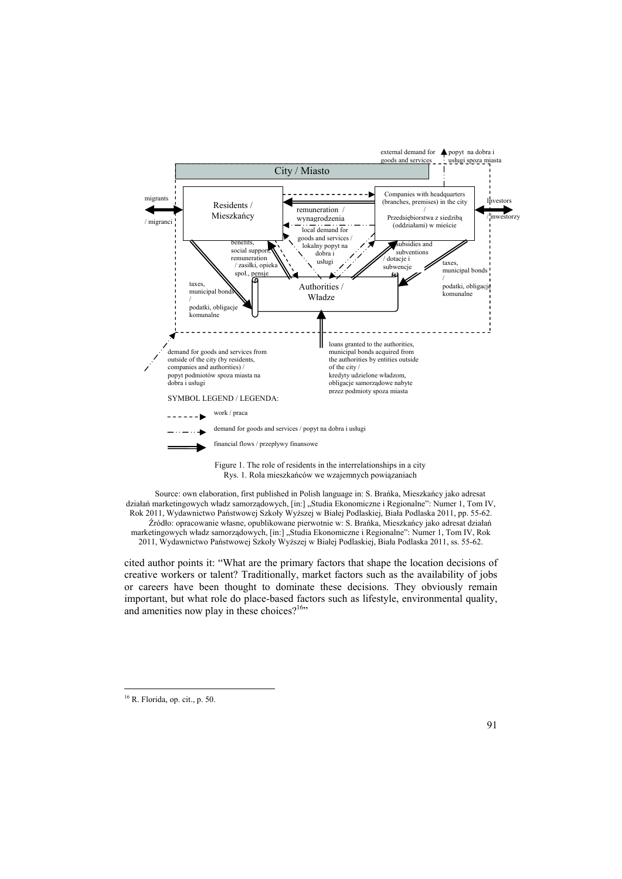Figure 1. The role of residents in the interrelationships in a city
Rys. 1. Rola mieszkańców we wzajemnych powiązaniach

Source: own elaboration, first published in Polish language in: S. Brańka, Mieszkańcy jako adresat działań marketingowych władz samorządowych, [in:] „Studia Ekonomiczne i Regionalne": Numer 1, Tom IV, Rok 2011, Wydawnictwo Państwowej Szkoły Wyższej w Białej Podlaskiej, Biała Podlaska 2011, pp. 55-62.
Źródło: opracowanie własne, opublikowane pierwotnie w: S. Brańka, Mieszkańcy jako adresat działań marketingowych władz samorządowych, [in:] „Studia Ekonomiczne i Regionalne": Numer 1, Tom IV, Rok 2011, Wydawnictwo Państwowej Szkoły Wyższej w Białej Podlaskiej, Biała Podlaska 2011, ss. 55-62.

cited author points it: "What are the primary factors that shape the location decisions of creative workers or talent? Traditionally, market factors such as the availability of jobs or careers have been thought to dominate these decisions. They obviously remain important, but what role do place-based factors such as lifestyle, environmental quality, and amenities now play in these choices?[16]"

---

[16] R. Florida, op. cit., p. 50.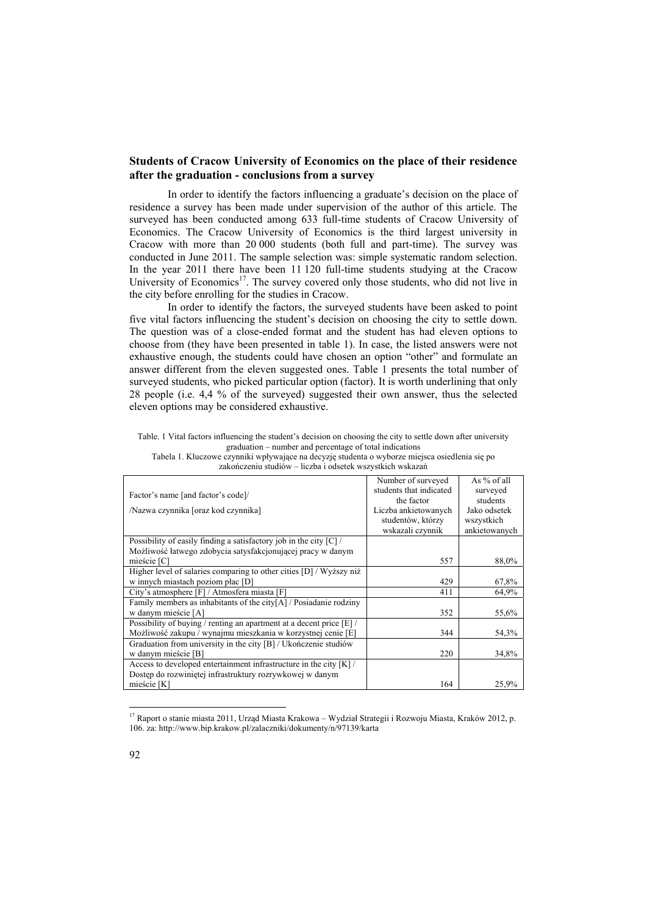## Students of Cracow University of Economics on the place of their residence after the graduation - conclusions from a survey

In order to identify the factors influencing a graduate's decision on the place of residence a survey has been made under supervision of the author of this article. The surveyed has been conducted among 633 full-time students of Cracow University of Economics. The Cracow University of Economics is the third largest university in Cracow with more than 20 000 students (both full and part-time). The survey was conducted in June 2011. The sample selection was: simple systematic random selection. In the year 2011 there have been 11 120 full-time students studying at the Cracow University of Economics[17]. The survey covered only those students, who did not live in the city before enrolling for the studies in Cracow.

In order to identify the factors, the surveyed students have been asked to point five vital factors influencing the student's decision on choosing the city to settle down. The question was of a close-ended format and the student has had eleven options to choose from (they have been presented in table 1). In case, the listed answers were not exhaustive enough, the students could have chosen an option "other" and formulate an answer different from the eleven suggested ones. Table 1 presents the total number of surveyed students, who picked particular option (factor). It is worth underlining that only 28 people (i.e. 4,4 % of the surveyed) suggested their own answer, thus the selected eleven options may be considered exhaustive.

Table. 1 Vital factors influencing the student's decision on choosing the city to settle down after university graduation – number and percentage of total indications

Tabela 1. Kluczowe czynniki wpływające na decyzję studenta o wyborze miejsca osiedlenia się po zakończeniu studiów – liczba i odsetek wszystkich wskazań

| Factor's name [and factor's code]/ /Nazwa czynnika [oraz kod czynnika] | Number of surveyed students that indicated the factor Liczba ankietowanych studentów, którzy wskazali czynnik | As % of all surveyed students Jako odsetek wszystkich ankietowanych |
|---|---|---|
| Possibility of easily finding a satisfactory job in the city [C] / Możliwość łatwego zdobycia satysfakcjonującej pracy w danym mieście [C] | 557 | 88,0% |
| Higher level of salaries comparing to other cities [D] / Wyższy niż w innych miastach poziom płac [D] | 429 | 67,8% |
| City's atmosphere [F] / Atmosfera miasta [F] | 411 | 64,9% |
| Family members as inhabitants of the city[A] / Posiadanie rodziny w danym mieście [A] | 352 | 55,6% |
| Possibility of buying / renting an apartment at a decent price [E] / Możliwość zakupu / wynajmu mieszkania w korzystnej cenie [E] | 344 | 54,3% |
| Graduation from university in the city [B] / Ukończenie studiów w danym mieście [B] | 220 | 34,8% |
| Access to developed entertainment infrastructure in the city [K] / Dostęp do rozwiniętej infrastruktury rozrywkowej w danym mieście [K] | 164 | 25,9% |

[17] Raport o stanie miasta 2011, Urząd Miasta Krakowa – Wydział Strategii i Rozwoju Miasta, Kraków 2012, p. 106. za: http://www.bip.krakow.pl/zalaczniki/dokumenty/n/97139/karta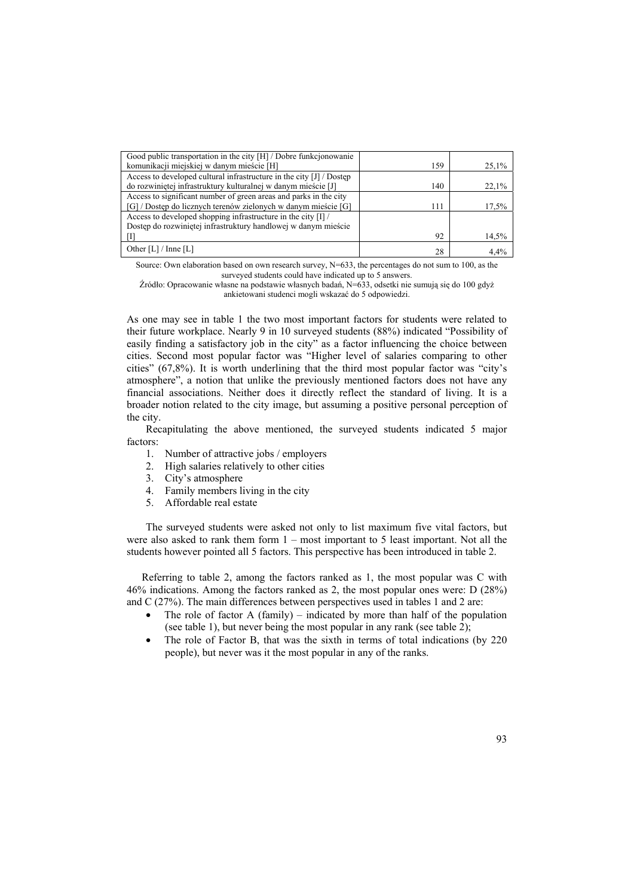| | | |
|---|---|---|
| Good public transportation in the city [H] / Dobre funkcjonowanie komunikacji miejskiej w danym mieście [H] | 159 | 25,1% |
| Access to developed cultural infrastructure in the city [J] / Dostęp do rozwiniętej infrastruktury kulturalnej w danym mieście [J] | 140 | 22,1% |
| Access to significant number of green areas and parks in the city [G] / Dostęp do licznych terenów zielonych w danym mieście [G] | 111 | 17,5% |
| Access to developed shopping infrastructure in the city [I] / Dostęp do rozwiniętej infrastruktury handlowej w danym mieście [I] | 92 | 14,5% |
| Other [L] / Inne [L] | 28 | 4,4% |

Source: Own elaboration based on own research survey, N=633, the percentages do not sum to 100, as the surveyed students could have indicated up to 5 answers.
Źródło: Opracowanie własne na podstawie własnych badań, N=633, odsetki nie sumują się do 100 gdyż ankietowani studenci mogli wskazać do 5 odpowiedzi.

As one may see in table 1 the two most important factors for students were related to their future workplace. Nearly 9 in 10 surveyed students (88%) indicated "Possibility of easily finding a satisfactory job in the city" as a factor influencing the choice between cities. Second most popular factor was "Higher level of salaries comparing to other cities" (67,8%). It is worth underlining that the third most popular factor was "city's atmosphere", a notion that unlike the previously mentioned factors does not have any financial associations. Neither does it directly reflect the standard of living. It is a broader notion related to the city image, but assuming a positive personal perception of the city.

Recapitulating the above mentioned, the surveyed students indicated 5 major factors:

1. Number of attractive jobs / employers
2. High salaries relatively to other cities
3. City's atmosphere
4. Family members living in the city
5. Affordable real estate

The surveyed students were asked not only to list maximum five vital factors, but were also asked to rank them form 1 – most important to 5 least important. Not all the students however pointed all 5 factors. This perspective has been introduced in table 2.

Referring to table 2, among the factors ranked as 1, the most popular was C with 46% indications. Among the factors ranked as 2, the most popular ones were: D (28%) and C (27%). The main differences between perspectives used in tables 1 and 2 are:

- The role of factor A (family) – indicated by more than half of the population (see table 1), but never being the most popular in any rank (see table 2);
- The role of Factor B, that was the sixth in terms of total indications (by 220 people), but never was it the most popular in any of the ranks.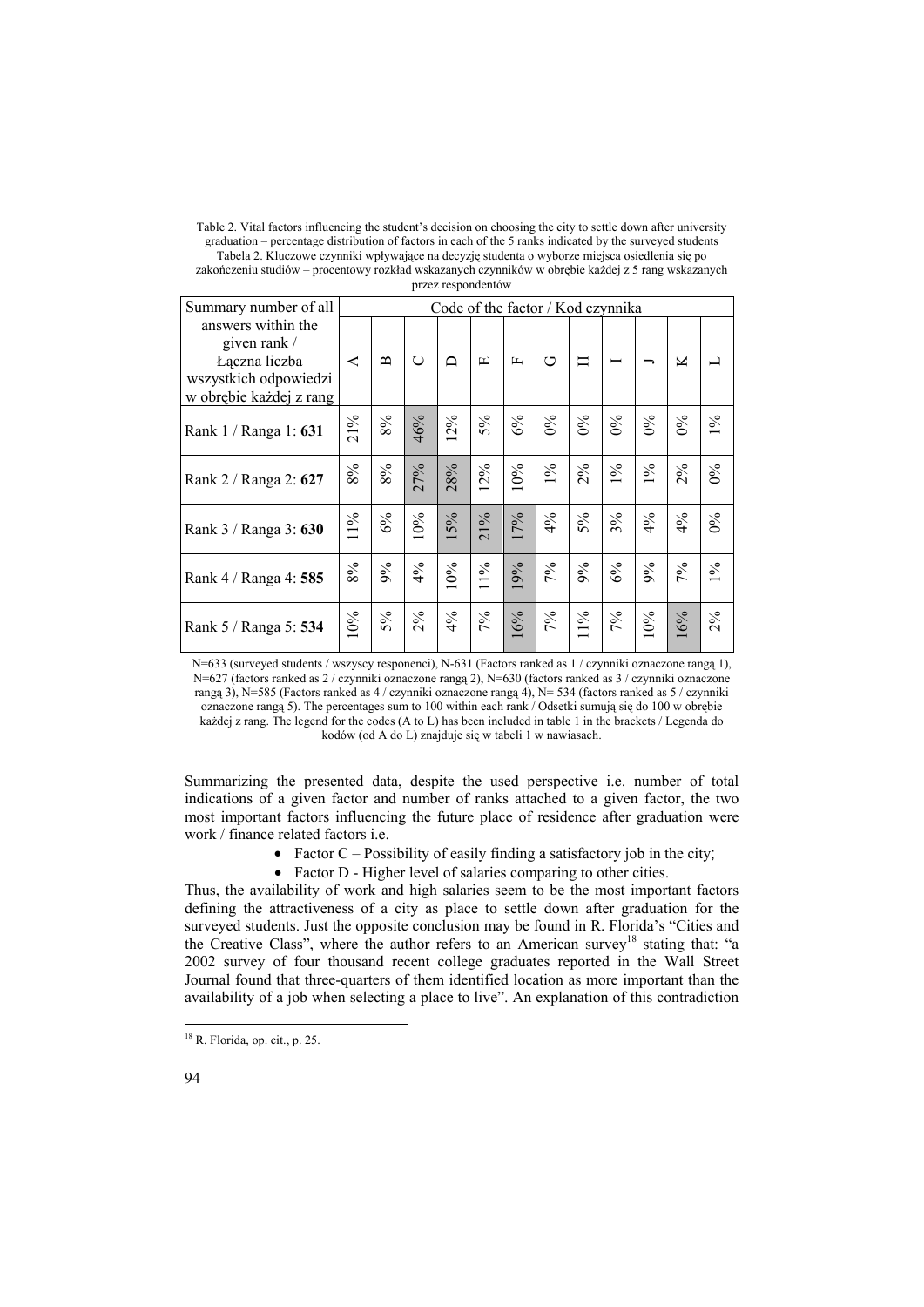Table 2. Vital factors influencing the student's decision on choosing the city to settle down after university graduation – percentage distribution of factors in each of the 5 ranks indicated by the surveyed students
Tabela 2. Kluczowe czynniki wpływające na decyzję studenta o wyborze miejsca osiedlenia się po zakończeniu studiów – procentowy rozkład wskazanych czynników w obrębie każdej z 5 rang wskazanych przez respondentów

| Summary number of all answers within the given rank / Łączna liczba wszystkich odpowiedzi w obrębie każdej z rang | Code of the factor / Kod czynnika | | | | | | | | | | | |
|---|---|---|---|---|---|---|---|---|---|---|---|---|
| | A | B | C | D | E | F | G | H | I | J | K | L |
| Rank 1 / Ranga 1: **631** | 21% | 8% | 46% | 12% | 5% | 6% | 0% | 0% | 0% | 0% | 0% | 1% |
| Rank 2 / Ranga 2: **627** | 8% | 8% | 27% | 28% | 12% | 10% | 1% | 2% | 1% | 1% | 2% | 0% |
| Rank 3 / Ranga 3: **630** | 11% | 6% | 10% | 15% | 21% | 17% | 4% | 5% | 3% | 4% | 4% | 0% |
| Rank 4 / Ranga 4: **585** | 8% | 9% | 4% | 10% | 11% | 19% | 7% | 9% | 6% | 9% | 7% | 1% |
| Rank 5 / Ranga 5: **534** | 10% | 5% | 2% | 4% | 7% | 16% | 7% | 11% | 7% | 10% | 16% | 2% |

N=633 (surveyed students / wszyscy responenci), N-631 (Factors ranked as 1 / czynniki oznaczone rangą 1), N=627 (factors ranked as 2 / czynniki oznaczone rangą 2), N=630 (factors ranked as 3 / czynniki oznaczone rangą 3), N=585 (Factors ranked as 4 / czynniki oznaczone rangą 4), N= 534 (factors ranked as 5 / czynniki oznaczone rangą 5). The percentages sum to 100 within each rank / Odsetki sumują się do 100 w obrębie każdej z rang. The legend for the codes (A to L) has been included in table 1 in the brackets / Legenda do kodów (od A do L) znajduje się w tabeli 1 w nawiasach.

Summarizing the presented data, despite the used perspective i.e. number of total indications of a given factor and number of ranks attached to a given factor, the two most important factors influencing the future place of residence after graduation were work / finance related factors i.e.

- Factor C – Possibility of easily finding a satisfactory job in the city;
- Factor D - Higher level of salaries comparing to other cities.

Thus, the availability of work and high salaries seem to be the most important factors defining the attractiveness of a city as place to settle down after graduation for the surveyed students. Just the opposite conclusion may be found in R. Florida's "Cities and the Creative Class", where the author refers to an American survey[18] stating that: "a 2002 survey of four thousand recent college graduates reported in the Wall Street Journal found that three-quarters of them identified location as more important than the availability of a job when selecting a place to live". An explanation of this contradiction

[18] R. Florida, op. cit., p. 25.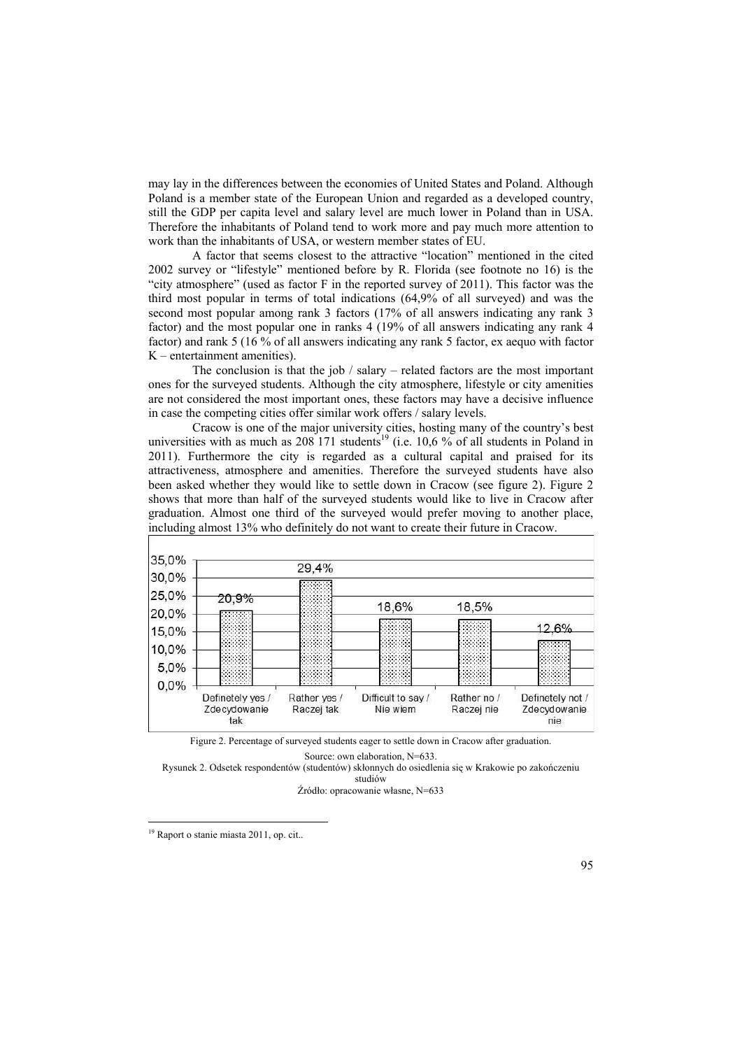may lay in the differences between the economies of United States and Poland. Although Poland is a member state of the European Union and regarded as a developed country, still the GDP per capita level and salary level are much lower in Poland than in USA. Therefore the inhabitants of Poland tend to work more and pay much more attention to work than the inhabitants of USA, or western member states of EU.

A factor that seems closest to the attractive "location" mentioned in the cited 2002 survey or "lifestyle" mentioned before by R. Florida (see footnote no 16) is the "city atmosphere" (used as factor F in the reported survey of 2011). This factor was the third most popular in terms of total indications (64,9% of all surveyed) and was the second most popular among rank 3 factors (17% of all answers indicating any rank 3 factor) and the most popular one in ranks 4 (19% of all answers indicating any rank 4 factor) and rank 5 (16 % of all answers indicating any rank 5 factor, ex aequo with factor K – entertainment amenities).

The conclusion is that the job / salary – related factors are the most important ones for the surveyed students. Although the city atmosphere, lifestyle or city amenities are not considered the most important ones, these factors may have a decisive influence in case the competing cities offer similar work offers / salary levels.

Cracow is one of the major university cities, hosting many of the country's best universities with as much as 208 171 students[19] (i.e. 10,6 % of all students in Poland in 2011). Furthermore the city is regarded as a cultural capital and praised for its attractiveness, atmosphere and amenities. Therefore the surveyed students have also been asked whether they would like to settle down in Cracow (see figure 2). Figure 2 shows that more than half of the surveyed students would like to live in Cracow after graduation. Almost one third of the surveyed would prefer moving to another place, including almost 13% who definitely do not want to create their future in Cracow.

| Definetely yes / Zdecydowanie tak | Rather yes / Raczej tak | Difficult to say / Nie wiem | Rather no / Raczej nie | Definetely not / Zdecydowanie nie |
|---|---|---|---|---|
| 20,9% | 29,4% | 18,6% | 18,5% | 12,6% |

Figure 2. Percentage of surveyed students eager to settle down in Cracow after graduation.

Source: own elaboration, N=633.

Rysunek 2. Odsetek respondentów (studentów) skłonnych do osiedlenia się w Krakowie po zakończeniu studiów

Źródło: opracowanie własne, N=633

[19] Raport o stanie miasta 2011, op. cit..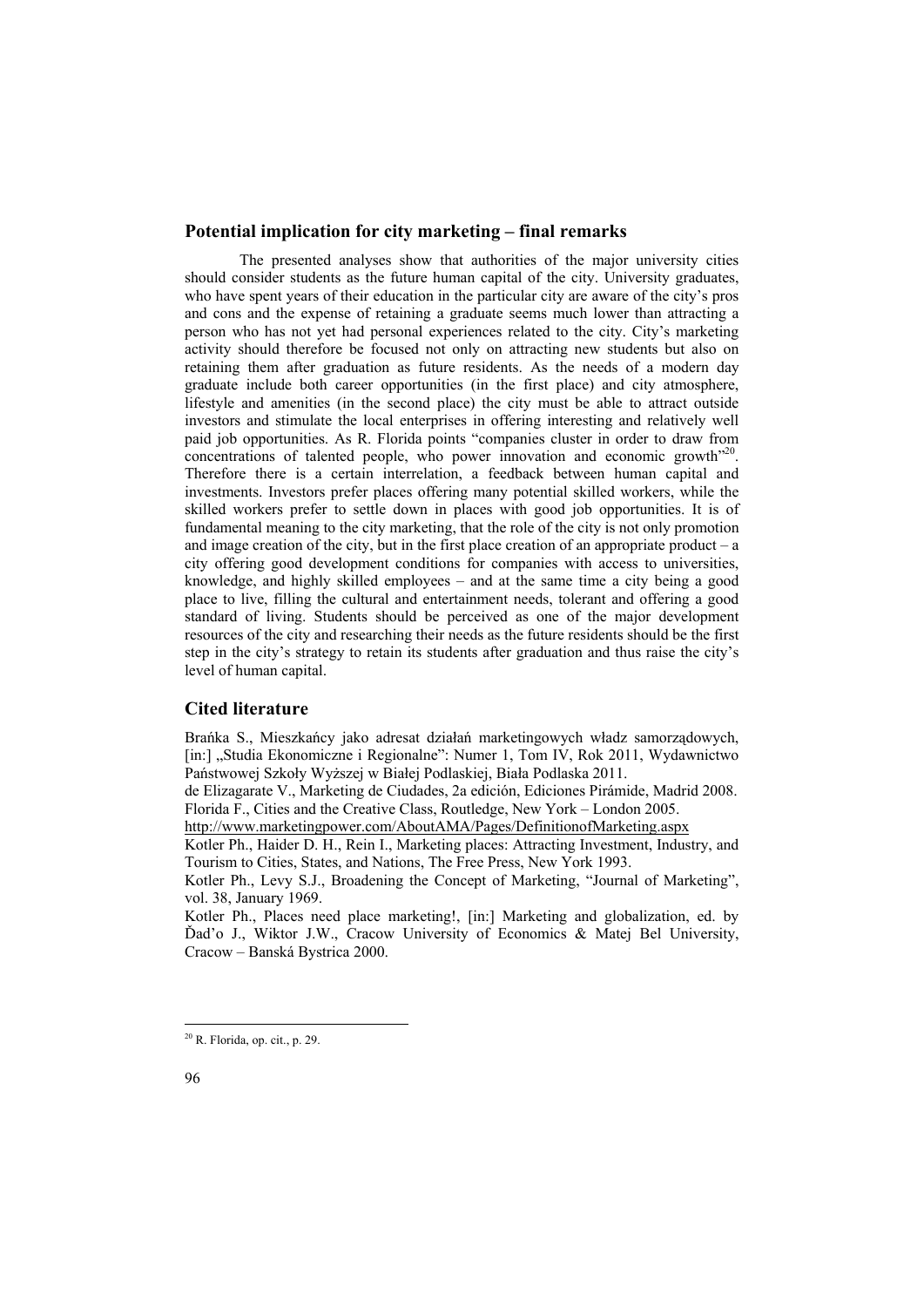## Potential implication for city marketing – final remarks

The presented analyses show that authorities of the major university cities should consider students as the future human capital of the city. University graduates, who have spent years of their education in the particular city are aware of the city's pros and cons and the expense of retaining a graduate seems much lower than attracting a person who has not yet had personal experiences related to the city. City's marketing activity should therefore be focused not only on attracting new students but also on retaining them after graduation as future residents. As the needs of a modern day graduate include both career opportunities (in the first place) and city atmosphere, lifestyle and amenities (in the second place) the city must be able to attract outside investors and stimulate the local enterprises in offering interesting and relatively well paid job opportunities. As R. Florida points "companies cluster in order to draw from concentrations of talented people, who power innovation and economic growth"[20]. Therefore there is a certain interrelation, a feedback between human capital and investments. Investors prefer places offering many potential skilled workers, while the skilled workers prefer to settle down in places with good job opportunities. It is of fundamental meaning to the city marketing, that the role of the city is not only promotion and image creation of the city, but in the first place creation of an appropriate product – a city offering good development conditions for companies with access to universities, knowledge, and highly skilled employees – and at the same time a city being a good place to live, filling the cultural and entertainment needs, tolerant and offering a good standard of living. Students should be perceived as one of the major development resources of the city and researching their needs as the future residents should be the first step in the city's strategy to retain its students after graduation and thus raise the city's level of human capital.

## Cited literature

Brańka S., Mieszkańcy jako adresat działań marketingowych władz samorządowych, [in:] „Studia Ekonomiczne i Regionalne": Numer 1, Tom IV, Rok 2011, Wydawnictwo Państwowej Szkoły Wyższej w Białej Podlaskiej, Biała Podlaska 2011.

de Elizagarate V., Marketing de Ciudades, 2a edición, Ediciones Pirámide, Madrid 2008.

Florida F., Cities and the Creative Class, Routledge, New York – London 2005.

http://www.marketingpower.com/AboutAMA/Pages/DefinitionofMarketing.aspx

Kotler Ph., Haider D. H., Rein I., Marketing places: Attracting Investment, Industry, and Tourism to Cities, States, and Nations, The Free Press, New York 1993.

Kotler Ph., Levy S.J., Broadening the Concept of Marketing, "Journal of Marketing", vol. 38, January 1969.

Kotler Ph., Places need place marketing!, [in:] Marketing and globalization, ed. by Ďad'o J., Wiktor J.W., Cracow University of Economics & Matej Bel University, Cracow – Banská Bystrica 2000.

[20] R. Florida, op. cit., p. 29.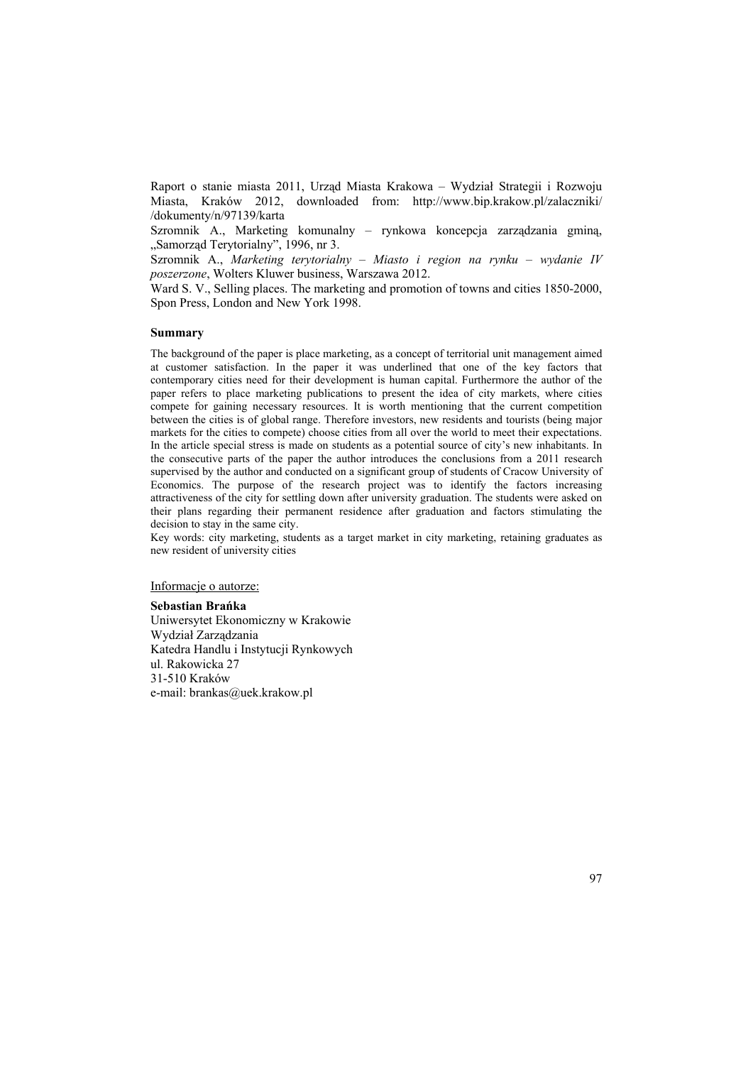Raport o stanie miasta 2011, Urząd Miasta Krakowa – Wydział Strategii i Rozwoju Miasta, Kraków 2012, downloaded from: http://www.bip.krakow.pl/zalaczniki/ /dokumenty/n/97139/karta

Szromnik A., Marketing komunalny – rynkowa koncepcja zarządzania gminą, „Samorząd Terytorialny", 1996, nr 3.

Szromnik A., *Marketing terytorialny – Miasto i region na rynku – wydanie IV poszerzone*, Wolters Kluwer business, Warszawa 2012.

Ward S. V., Selling places. The marketing and promotion of towns and cities 1850-2000, Spon Press, London and New York 1998.

**Summary**

The background of the paper is place marketing, as a concept of territorial unit management aimed at customer satisfaction. In the paper it was underlined that one of the key factors that contemporary cities need for their development is human capital. Furthermore the author of the paper refers to place marketing publications to present the idea of city markets, where cities compete for gaining necessary resources. It is worth mentioning that the current competition between the cities is of global range. Therefore investors, new residents and tourists (being major markets for the cities to compete) choose cities from all over the world to meet their expectations. In the article special stress is made on students as a potential source of city's new inhabitants. In the consecutive parts of the paper the author introduces the conclusions from a 2011 research supervised by the author and conducted on a significant group of students of Cracow University of Economics. The purpose of the research project was to identify the factors increasing attractiveness of the city for settling down after university graduation. The students were asked on their plans regarding their permanent residence after graduation and factors stimulating the decision to stay in the same city.

Key words: city marketing, students as a target market in city marketing, retaining graduates as new resident of university cities

Informacje o autorze:

**Sebastian Brańka**
Uniwersytet Ekonomiczny w Krakowie
Wydział Zarządzania
Katedra Handlu i Instytucji Rynkowych
ul. Rakowicka 27
31-510 Kraków
e-mail: brankas@uek.krakow.pl